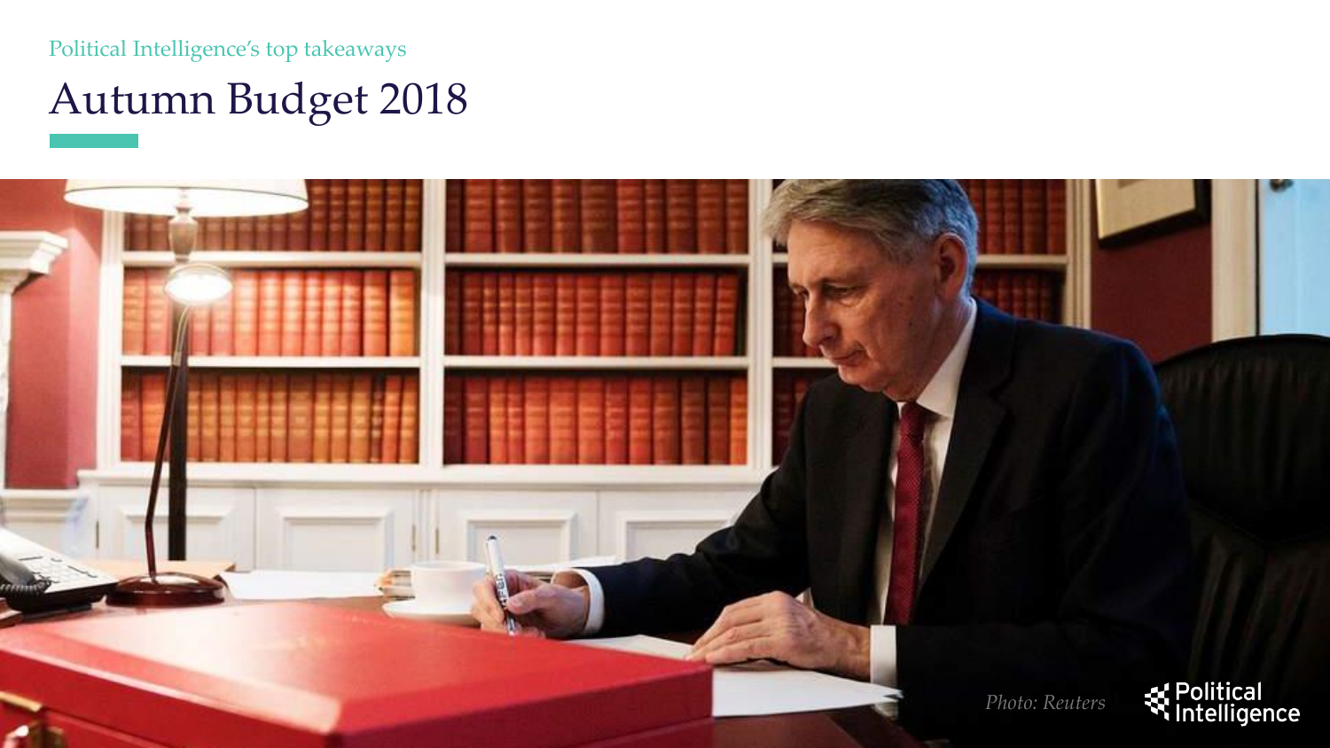Political Intelligence's top takeaways

# Autumn Budget 2018

*Photo: Reuters*

Political Intelligence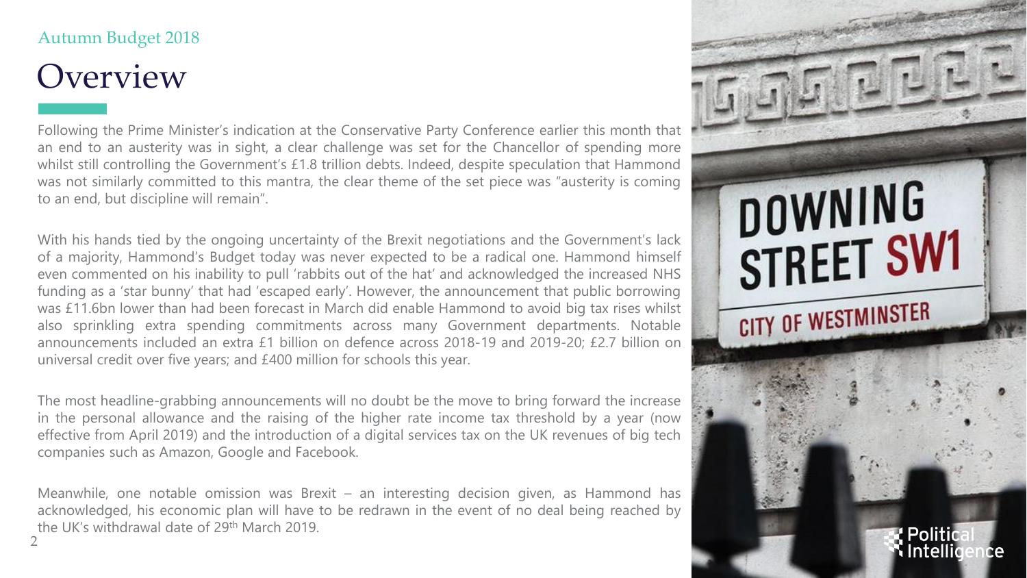Autumn Budget 2018

# Overview

Following the Prime Minister's indication at the Conservative Party Conference earlier this month that an end to an austerity was in sight, a clear challenge was set for the Chancellor of spending more whilst still controlling the Government's £1.8 trillion debts. Indeed, despite speculation that Hammond was not similarly committed to this mantra, the clear theme of the set piece was "austerity is coming to an end, but discipline will remain".

With his hands tied by the ongoing uncertainty of the Brexit negotiations and the Government's lack of a majority, Hammond's Budget today was never expected to be a radical one. Hammond himself even commented on his inability to pull 'rabbits out of the hat' and acknowledged the increased NHS funding as a 'star bunny' that had 'escaped early'. However, the announcement that public borrowing was £11.6bn lower than had been forecast in March did enable Hammond to avoid big tax rises whilst also sprinkling extra spending commitments across many Government departments. Notable announcements included an extra £1 billion on defence across 2018-19 and 2019-20; £2.7 billion on universal credit over five years; and £400 million for schools this year.

The most headline-grabbing announcements will no doubt be the move to bring forward the increase in the personal allowance and the raising of the higher rate income tax threshold by a year (now effective from April 2019) and the introduction of a digital services tax on the UK revenues of big tech companies such as Amazon, Google and Facebook.

Meanwhile, one notable omission was Brexit – an interesting decision given, as Hammond has acknowledged, his economic plan will have to be redrawn in the event of no deal being reached by the UK's withdrawal date of 29th March 2019.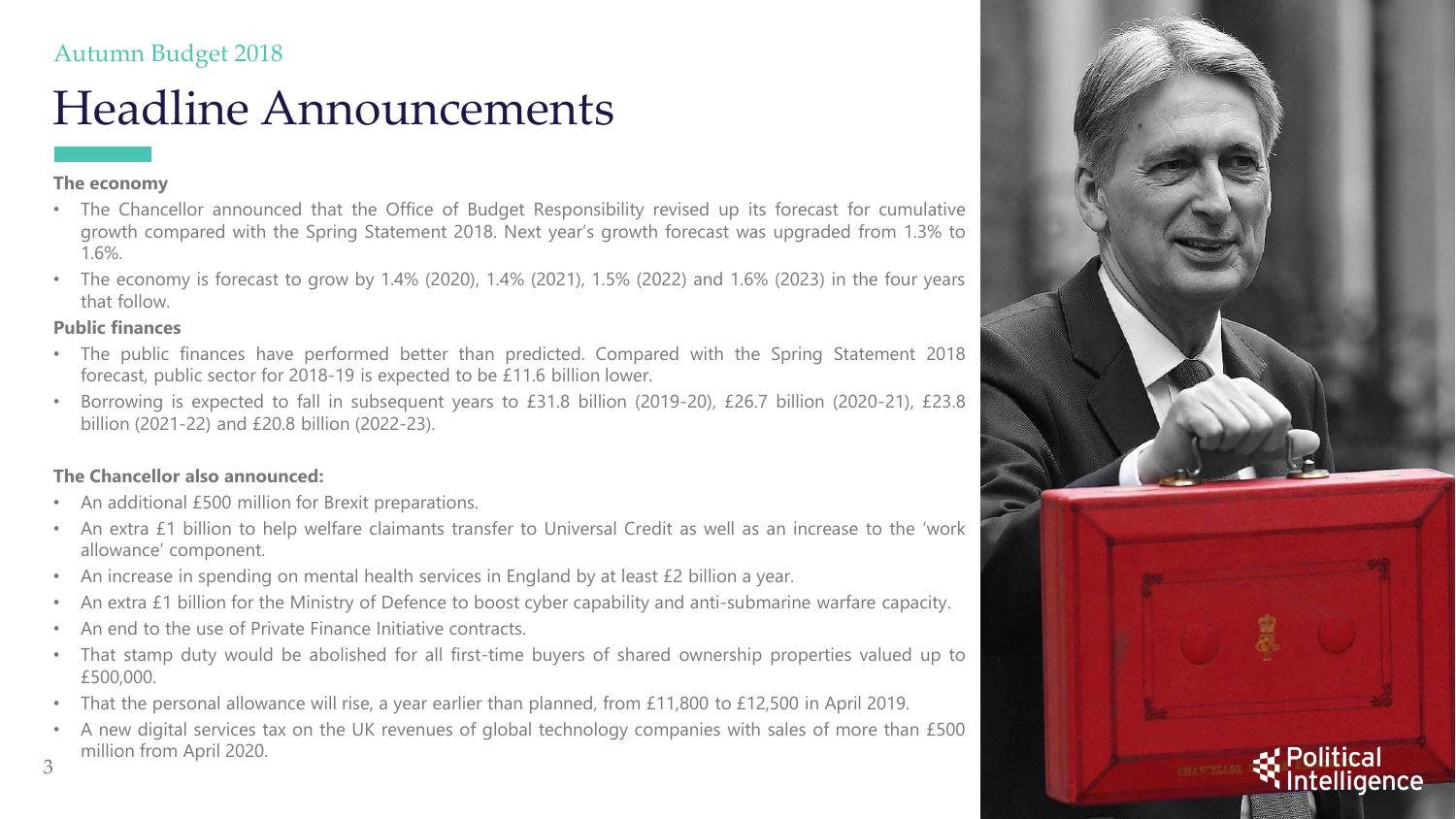Autumn Budget 2018

# Headline Announcements

**The economy**

- The Chancellor announced that the Office of Budget Responsibility revised up its forecast for cumulative growth compared with the Spring Statement 2018. Next year's growth forecast was upgraded from 1.3% to 1.6%.
- The economy is forecast to grow by 1.4% (2020), 1.4% (2021), 1.5% (2022) and 1.6% (2023) in the four years that follow.

**Public finances**

- The public finances have performed better than predicted. Compared with the Spring Statement 2018 forecast, public sector for 2018-19 is expected to be £11.6 billion lower.
- Borrowing is expected to fall in subsequent years to £31.8 billion (2019-20), £26.7 billion (2020-21), £23.8 billion (2021-22) and £20.8 billion (2022-23).

**The Chancellor also announced:**

- An additional £500 million for Brexit preparations.
- An extra £1 billion to help welfare claimants transfer to Universal Credit as well as an increase to the 'work allowance' component.
- An increase in spending on mental health services in England by at least £2 billion a year.
- An extra £1 billion for the Ministry of Defence to boost cyber capability and anti-submarine warfare capacity.
- An end to the use of Private Finance Initiative contracts.
- That stamp duty would be abolished for all first-time buyers of shared ownership properties valued up to £500,000.
- That the personal allowance will rise, a year earlier than planned, from £11,800 to £12,500 in April 2019.
- A new digital services tax on the UK revenues of global technology companies with sales of more than £500 million from April 2020.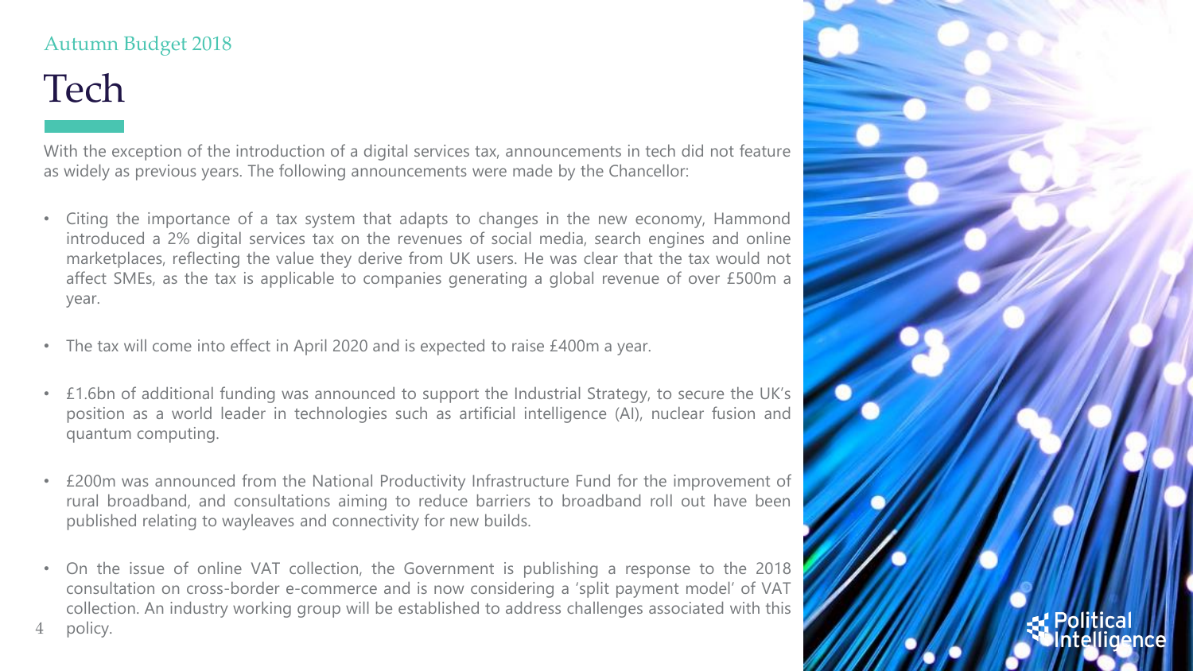Autumn Budget 2018

# Tech

With the exception of the introduction of a digital services tax, announcements in tech did not feature as widely as previous years. The following announcements were made by the Chancellor:

- Citing the importance of a tax system that adapts to changes in the new economy, Hammond introduced a 2% digital services tax on the revenues of social media, search engines and online marketplaces, reflecting the value they derive from UK users. He was clear that the tax would not affect SMEs, as the tax is applicable to companies generating a global revenue of over £500m a year.

- The tax will come into effect in April 2020 and is expected to raise £400m a year.

- £1.6bn of additional funding was announced to support the Industrial Strategy, to secure the UK's position as a world leader in technologies such as artificial intelligence (AI), nuclear fusion and quantum computing.

- £200m was announced from the National Productivity Infrastructure Fund for the improvement of rural broadband, and consultations aiming to reduce barriers to broadband roll out have been published relating to wayleaves and connectivity for new builds.

- On the issue of online VAT collection, the Government is publishing a response to the 2018 consultation on cross-border e-commerce and is now considering a 'split payment model' of VAT collection. An industry working group will be established to address challenges associated with this policy.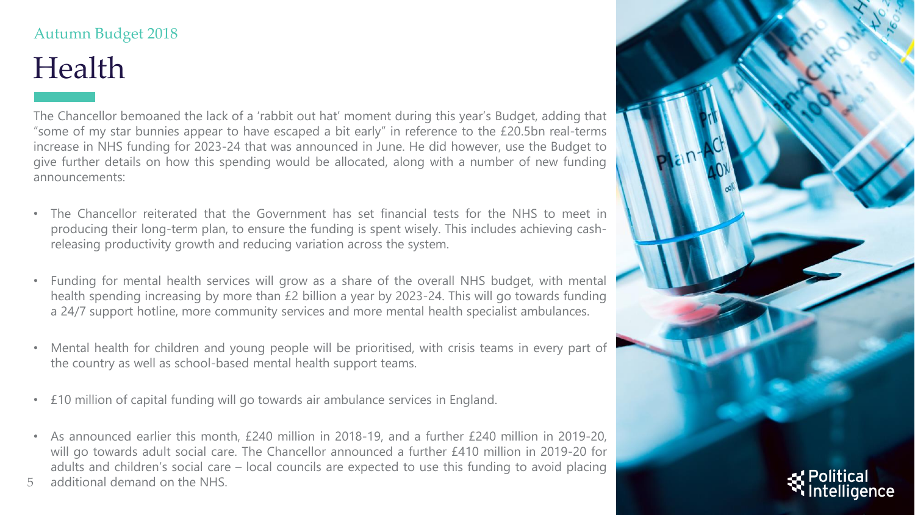Autumn Budget 2018

# Health

The Chancellor bemoaned the lack of a 'rabbit out hat' moment during this year's Budget, adding that "some of my star bunnies appear to have escaped a bit early" in reference to the £20.5bn real-terms increase in NHS funding for 2023-24 that was announced in June. He did however, use the Budget to give further details on how this spending would be allocated, along with a number of new funding announcements:

- The Chancellor reiterated that the Government has set financial tests for the NHS to meet in producing their long-term plan, to ensure the funding is spent wisely. This includes achieving cash-releasing productivity growth and reducing variation across the system.
- Funding for mental health services will grow as a share of the overall NHS budget, with mental health spending increasing by more than £2 billion a year by 2023-24. This will go towards funding a 24/7 support hotline, more community services and more mental health specialist ambulances.
- Mental health for children and young people will be prioritised, with crisis teams in every part of the country as well as school-based mental health support teams.
- £10 million of capital funding will go towards air ambulance services in England.
- As announced earlier this month, £240 million in 2018-19, and a further £240 million in 2019-20, will go towards adult social care. The Chancellor announced a further £410 million in 2019-20 for adults and children's social care – local councils are expected to use this funding to avoid placing additional demand on the NHS.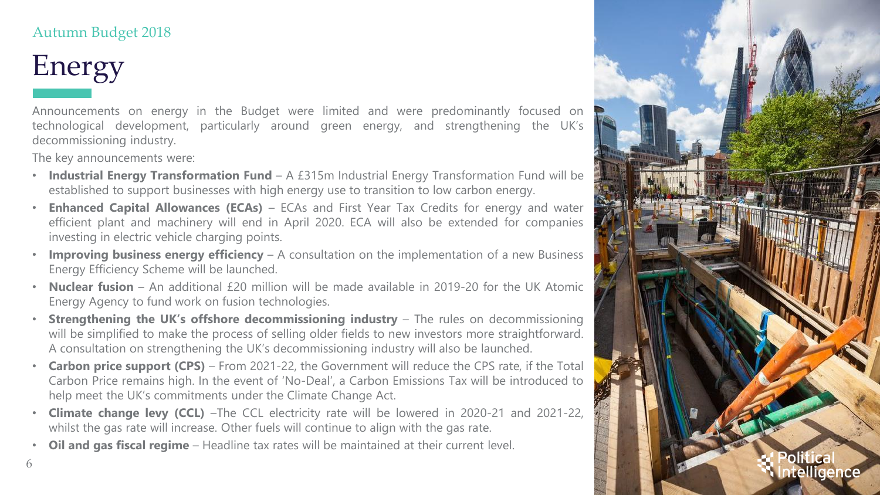Autumn Budget 2018

# Energy

Announcements on energy in the Budget were limited and were predominantly focused on technological development, particularly around green energy, and strengthening the UK's decommissioning industry.

The key announcements were:

- **Industrial Energy Transformation Fund** – A £315m Industrial Energy Transformation Fund will be established to support businesses with high energy use to transition to low carbon energy.
- **Enhanced Capital Allowances (ECAs)** – ECAs and First Year Tax Credits for energy and water efficient plant and machinery will end in April 2020. ECA will also be extended for companies investing in electric vehicle charging points.
- **Improving business energy efficiency** – A consultation on the implementation of a new Business Energy Efficiency Scheme will be launched.
- **Nuclear fusion** – An additional £20 million will be made available in 2019-20 for the UK Atomic Energy Agency to fund work on fusion technologies.
- **Strengthening the UK's offshore decommissioning industry** – The rules on decommissioning will be simplified to make the process of selling older fields to new investors more straightforward. A consultation on strengthening the UK's decommissioning industry will also be launched.
- **Carbon price support (CPS)** – From 2021-22, the Government will reduce the CPS rate, if the Total Carbon Price remains high. In the event of 'No-Deal', a Carbon Emissions Tax will be introduced to help meet the UK's commitments under the Climate Change Act.
- **Climate change levy (CCL)** –The CCL electricity rate will be lowered in 2020-21 and 2021-22, whilst the gas rate will increase. Other fuels will continue to align with the gas rate.
- **Oil and gas fiscal regime** – Headline tax rates will be maintained at their current level.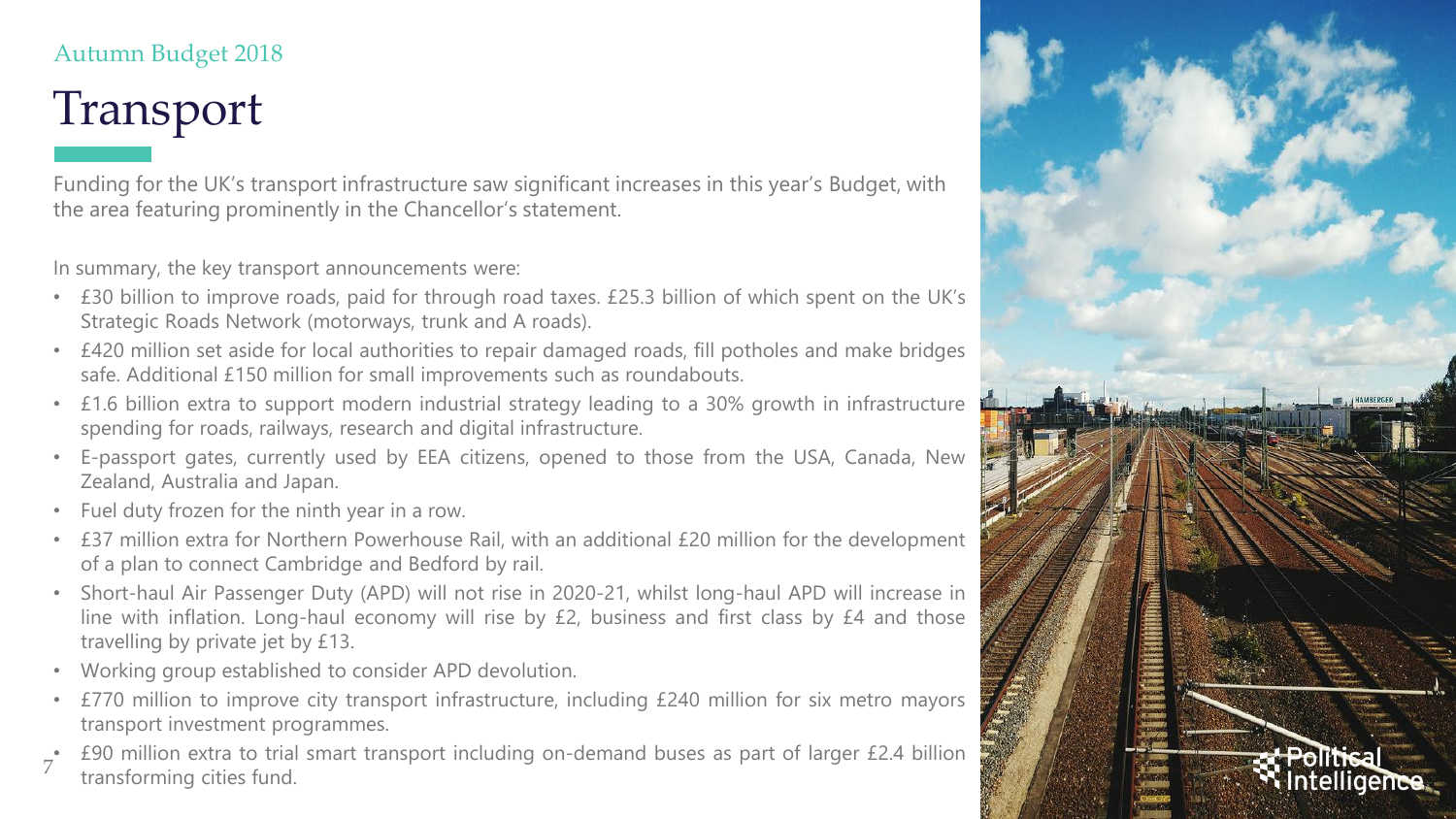Autumn Budget 2018

# Transport

Funding for the UK's transport infrastructure saw significant increases in this year's Budget, with the area featuring prominently in the Chancellor's statement.

In summary, the key transport announcements were:

- £30 billion to improve roads, paid for through road taxes. £25.3 billion of which spent on the UK's Strategic Roads Network (motorways, trunk and A roads).
- £420 million set aside for local authorities to repair damaged roads, fill potholes and make bridges safe. Additional £150 million for small improvements such as roundabouts.
- £1.6 billion extra to support modern industrial strategy leading to a 30% growth in infrastructure spending for roads, railways, research and digital infrastructure.
- E-passport gates, currently used by EEA citizens, opened to those from the USA, Canada, New Zealand, Australia and Japan.
- Fuel duty frozen for the ninth year in a row.
- £37 million extra for Northern Powerhouse Rail, with an additional £20 million for the development of a plan to connect Cambridge and Bedford by rail.
- Short-haul Air Passenger Duty (APD) will not rise in 2020-21, whilst long-haul APD will increase in line with inflation. Long-haul economy will rise by £2, business and first class by £4 and those travelling by private jet by £13.
- Working group established to consider APD devolution.
- £770 million to improve city transport infrastructure, including £240 million for six metro mayors transport investment programmes.
- £90 million extra to trial smart transport including on-demand buses as part of larger £2.4 billion transforming cities fund.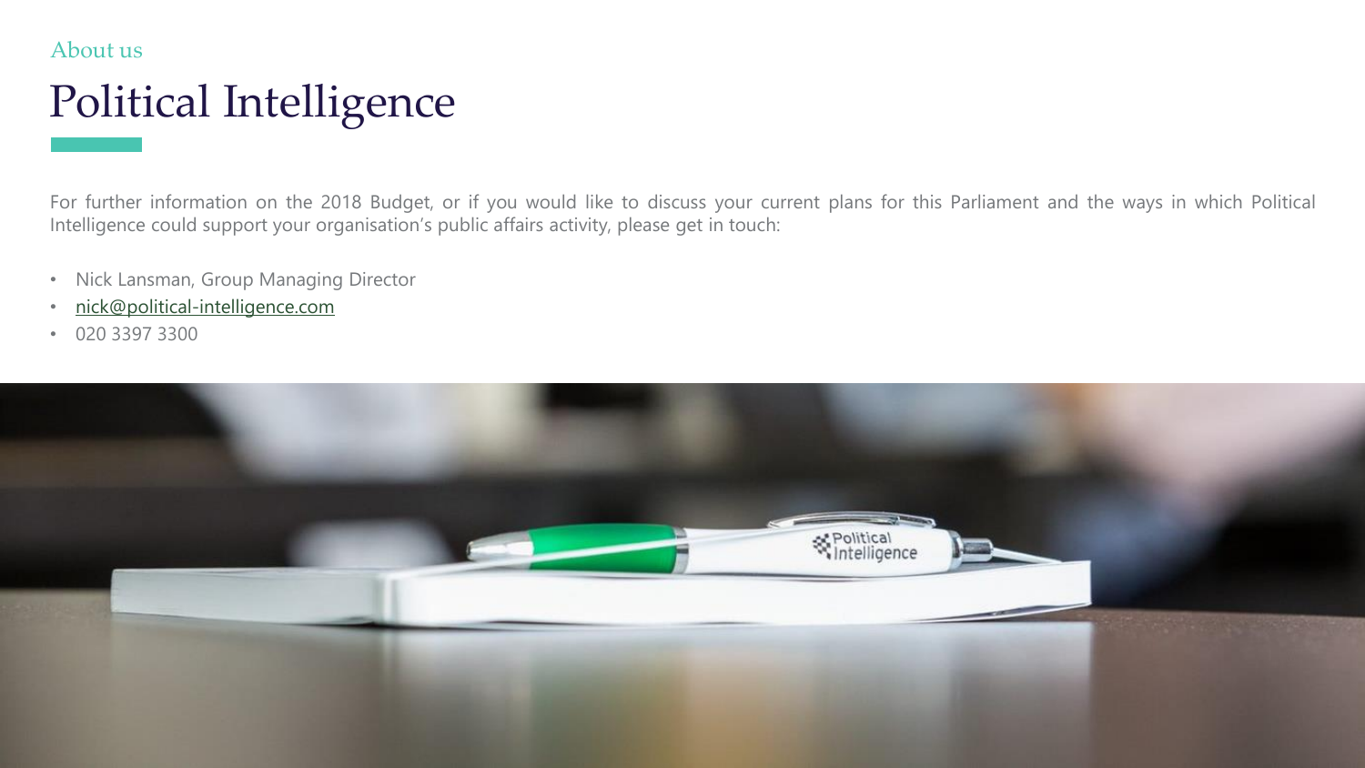About us

# Political Intelligence

For further information on the 2018 Budget, or if you would like to discuss your current plans for this Parliament and the ways in which Political Intelligence could support your organisation's public affairs activity, please get in touch:

- Nick Lansman, Group Managing Director
- nick@political-intelligence.com
- 020 3397 3300